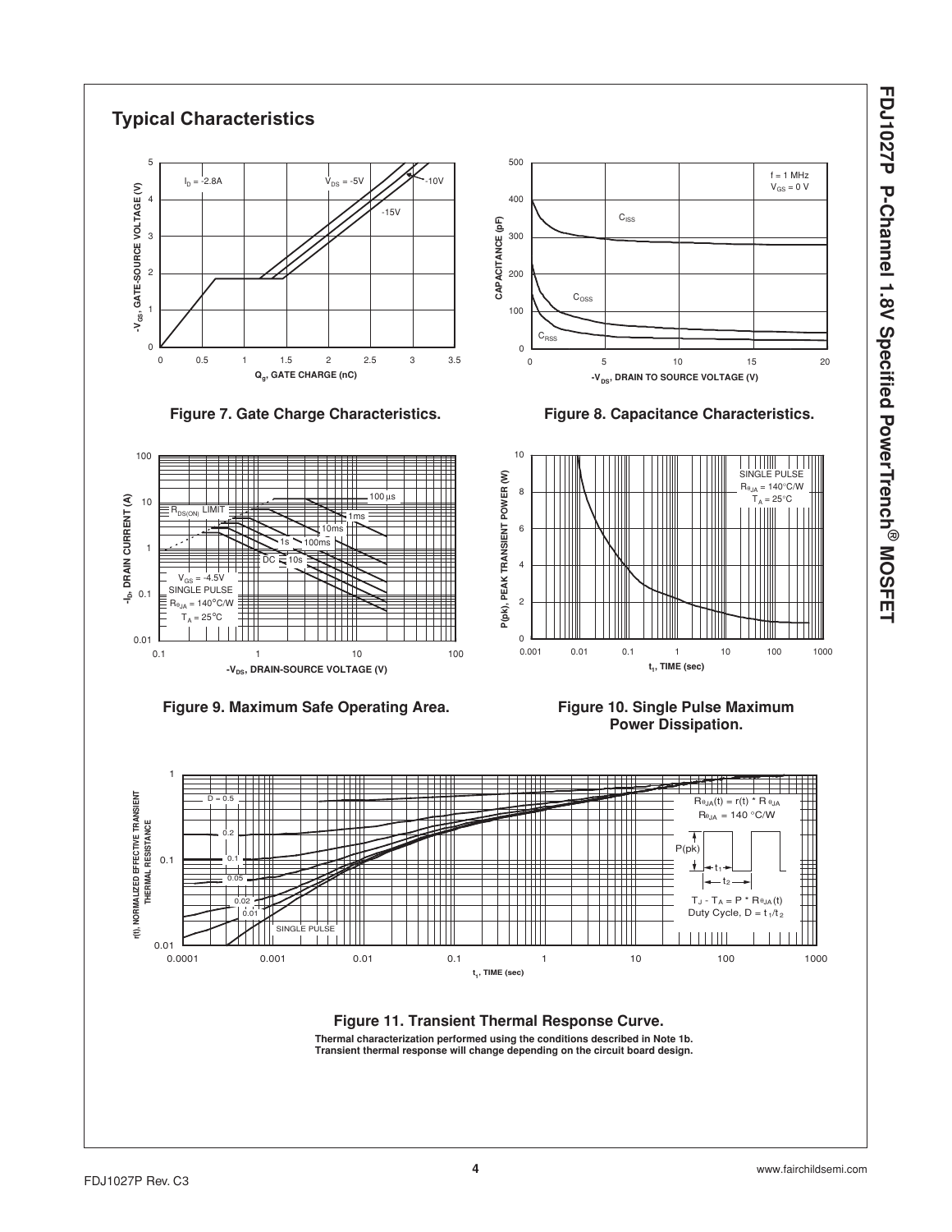## Typical Characteristics

Figure 7. Gate Charge Characteristics.

Figure 8. Capacitance Characteristics.

Figure 9. Maximum Safe Operating Area.

Figure 10. Single Pulse Maximum Power Dissipation.

Figure 11. Transient Thermal Response Curve.

**Thermal characterization performed using the conditions described in Note 1b. Transient thermal response will change depending on the circuit board design.**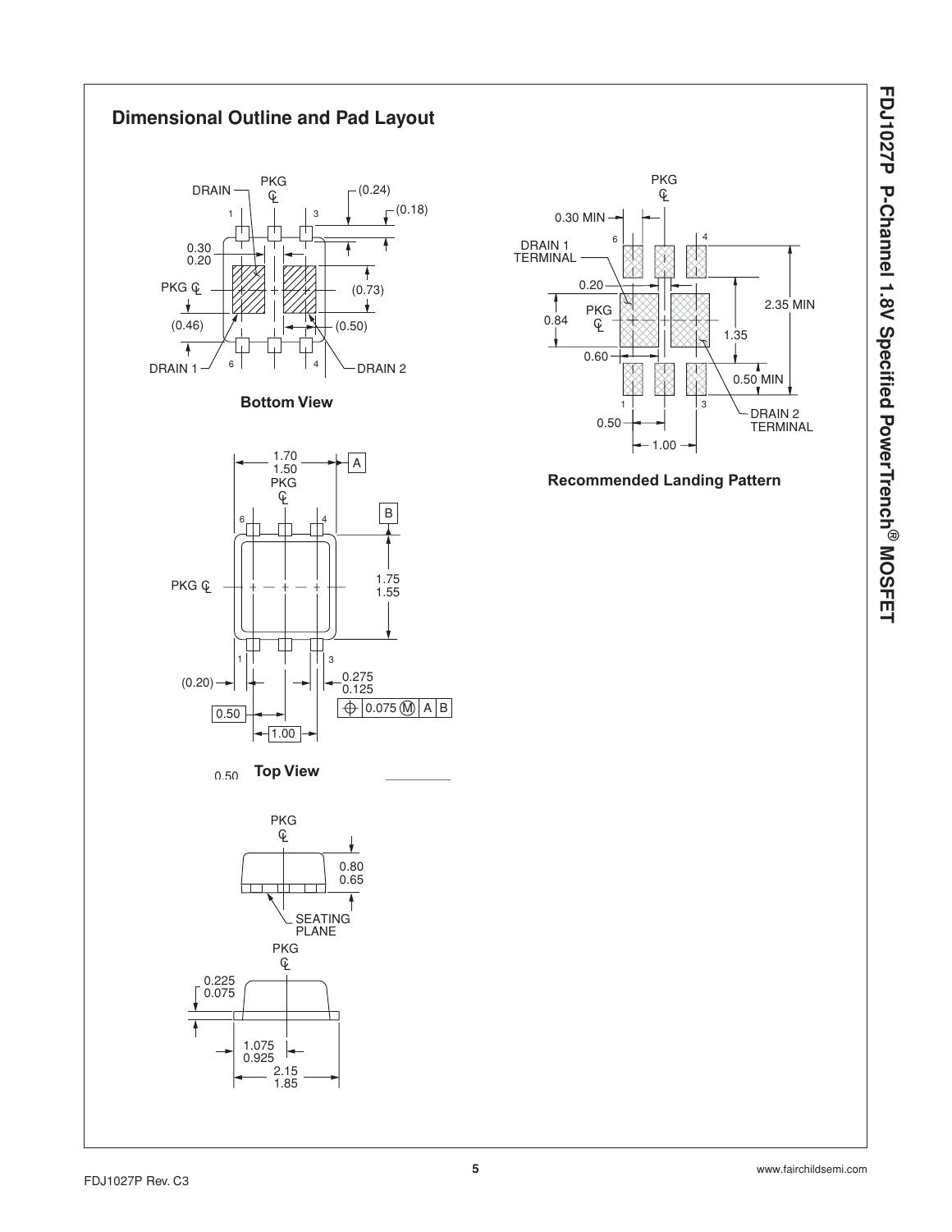## Dimensional Outline and Pad Layout

DRAIN
PKG ℄
(0.24)
(0.18)
1
3
0.30
0.20
PKG ℄
(0.73)
(0.46)
(0.50)
DRAIN 1
6
4
DRAIN 2

**Bottom View**

1.70
1.50
A
PKG ℄
6
4
B
PKG ℄
1.75
1.55
1
3
(0.20)
0.275
0.125
⌖ 0.075 Ⓜ A B
0.50
1.00

0.50 **Top View**

PKG ℄
0.80
0.65
SEATING PLANE
PKG ℄
0.225
0.075
1.075
0.925
2.15
1.85

PKG ℄
0.30 MIN
DRAIN 1 TERMINAL
6
4
0.20
PKG ℄
0.84
2.35 MIN
1.35
0.60
0.50 MIN
1
3
0.50
DRAIN 2 TERMINAL
1.00

**Recommended Landing Pattern**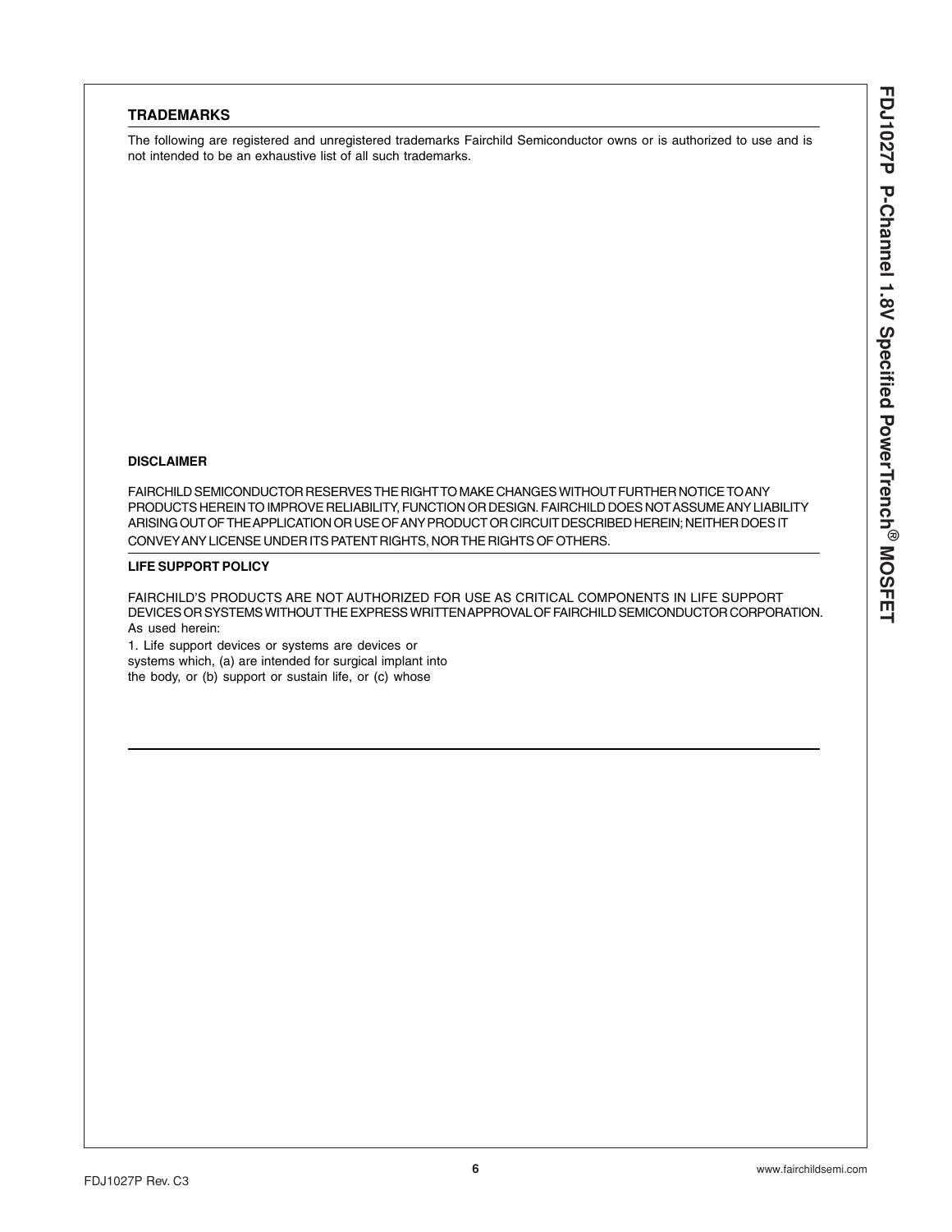## TRADEMARKS

The following are registered and unregistered trademarks Fairchild Semiconductor owns or is authorized to use and is not intended to be an exhaustive list of all such trademarks.

### DISCLAIMER

FAIRCHILD SEMICONDUCTOR RESERVES THE RIGHT TO MAKE CHANGES WITHOUT FURTHER NOTICE TO ANY PRODUCTS HEREIN TO IMPROVE RELIABILITY, FUNCTION OR DESIGN. FAIRCHILD DOES NOT ASSUME ANY LIABILITY ARISING OUT OF THE APPLICATION OR USE OF ANY PRODUCT OR CIRCUIT DESCRIBED HEREIN; NEITHER DOES IT CONVEY ANY LICENSE UNDER ITS PATENT RIGHTS, NOR THE RIGHTS OF OTHERS.

### LIFE SUPPORT POLICY

FAIRCHILD'S PRODUCTS ARE NOT AUTHORIZED FOR USE AS CRITICAL COMPONENTS IN LIFE SUPPORT DEVICES OR SYSTEMS WITHOUT THE EXPRESS WRITTEN APPROVAL OF FAIRCHILD SEMICONDUCTOR CORPORATION.
As used herein:

1. Life support devices or systems are devices or systems which, (a) are intended for surgical implant into the body, or (b) support or sustain life, or (c) whose